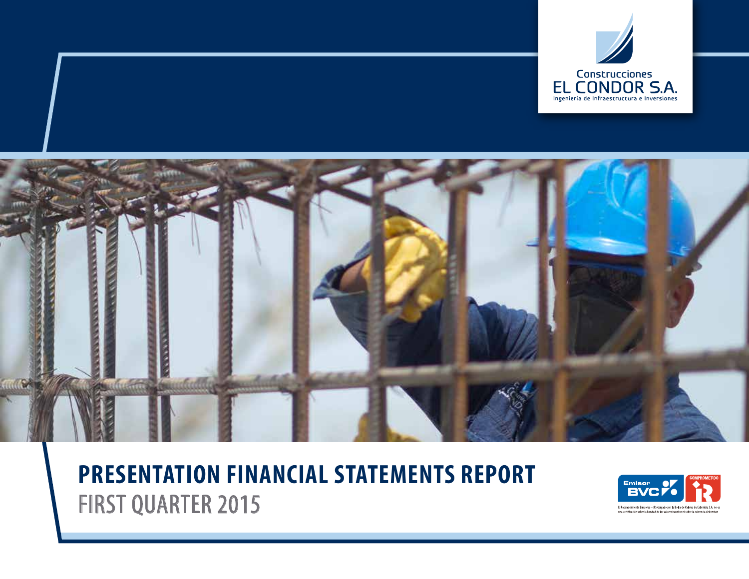Construcciones
EL CONDOR S.A.
Ingeniería de Infraestructura e Inversiones

# PRESENTATION FINANCIAL STATEMENTS REPORT

## FIRST QUARTER 2015

Emisor BVC

COMPROMETIDO IR

El Reconocimiento Emisores – IR otorgado por la Bolsa de Valores de Colombia S.A. no es una certificación sobre la bondad de los valores inscritos ni sobre la solvencia del emisor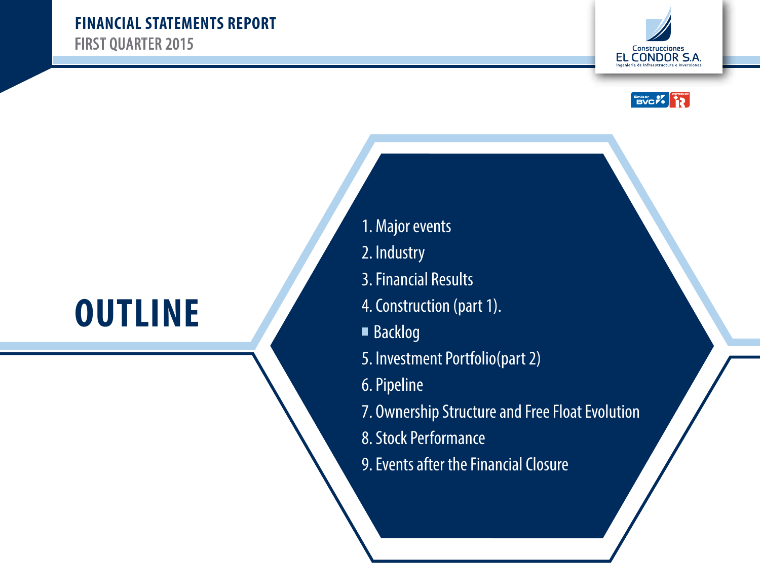# OUTLINE

1. Major events
2. Industry
3. Financial Results
4. Construction (part 1).
   - Backlog
5. Investment Portfolio(part 2)
6. Pipeline
7. Ownership Structure and Free Float Evolution
8. Stock Performance
9. Events after the Financial Closure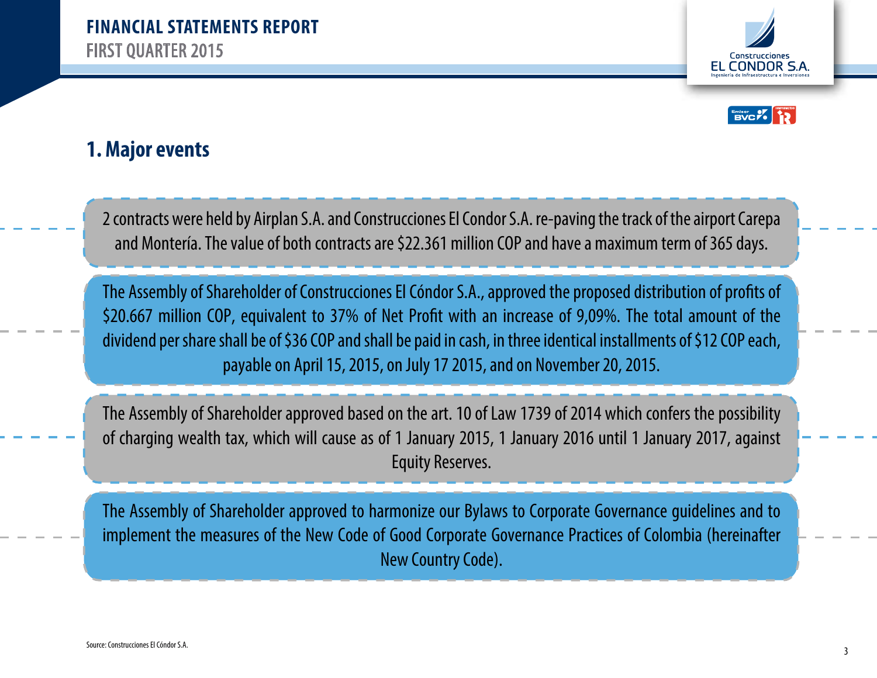# 1. Major events

2 contracts were held by Airplan S.A. and Construcciones El Condor S.A. re-paving the track of the airport Carepa and Montería. The value of both contracts are $22.361 million COP and have a maximum term of 365 days.

The Assembly of Shareholder of Construcciones El Cóndor S.A., approved the proposed distribution of profits of $20.667 million COP, equivalent to 37% of Net Profit with an increase of 9,09%. The total amount of the dividend per share shall be of $36 COP and shall be paid in cash, in three identical installments of $12 COP each, payable on April 15, 2015, on July 17 2015, and on November 20, 2015.

The Assembly of Shareholder approved based on the art. 10 of Law 1739 of 2014 which confers the possibility of charging wealth tax, which will cause as of 1 January 2015, 1 January 2016 until 1 January 2017, against Equity Reserves.

The Assembly of Shareholder approved to harmonize our Bylaws to Corporate Governance guidelines and to implement the measures of the New Code of Good Corporate Governance Practices of Colombia (hereinafter New Country Code).

Source: Construcciones El Cóndor S.A.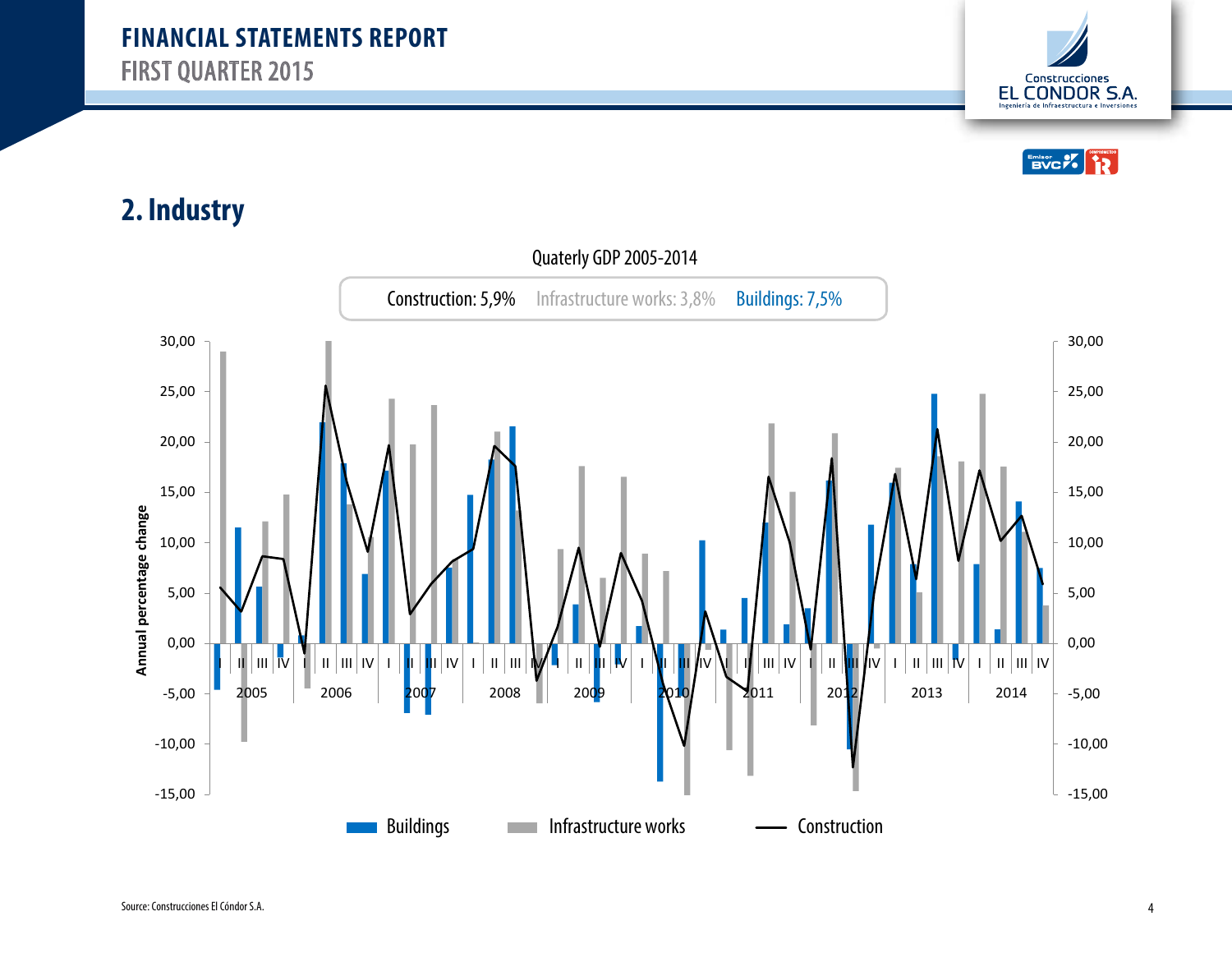## 2. Industry

Quaterly GDP 2005-2014

Construction: 5,9% Infrastructure works: 3,8% Buildings: 7,5%

Source: Construcciones El Cóndor S.A.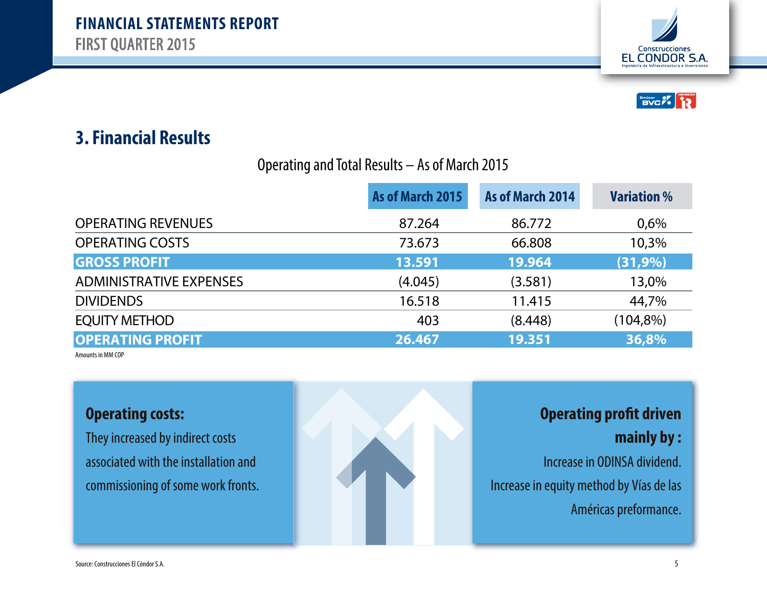## 3. Financial Results

Operating and Total Results – As of March 2015

| | As of March 2015 | As of March 2014 | Variation % |
|---|---|---|---|
| OPERATING REVENUES | 87.264 | 86.772 | 0,6% |
| OPERATING COSTS | 73.673 | 66.808 | 10,3% |
| **GROSS PROFIT** | **13.591** | **19.964** | **(31,9%)** |
| ADMINISTRATIVE EXPENSES | (4.045) | (3.581) | 13,0% |
| DIVIDENDS | 16.518 | 11.415 | 44,7% |
| EQUITY METHOD | 403 | (8.448) | (104,8%) |
| **OPERATING PROFIT** | **26.467** | **19.351** | **36,8%** |

Amounts in MM COP

**Operating costs:**

They increased by indirect costs associated with the installation and commissioning of some work fronts.

**Operating profit driven mainly by :**

Increase in ODINSA dividend.

Increase in equity method by Vías de las Américas preformance.

Source: Construcciones El Cóndor S.A.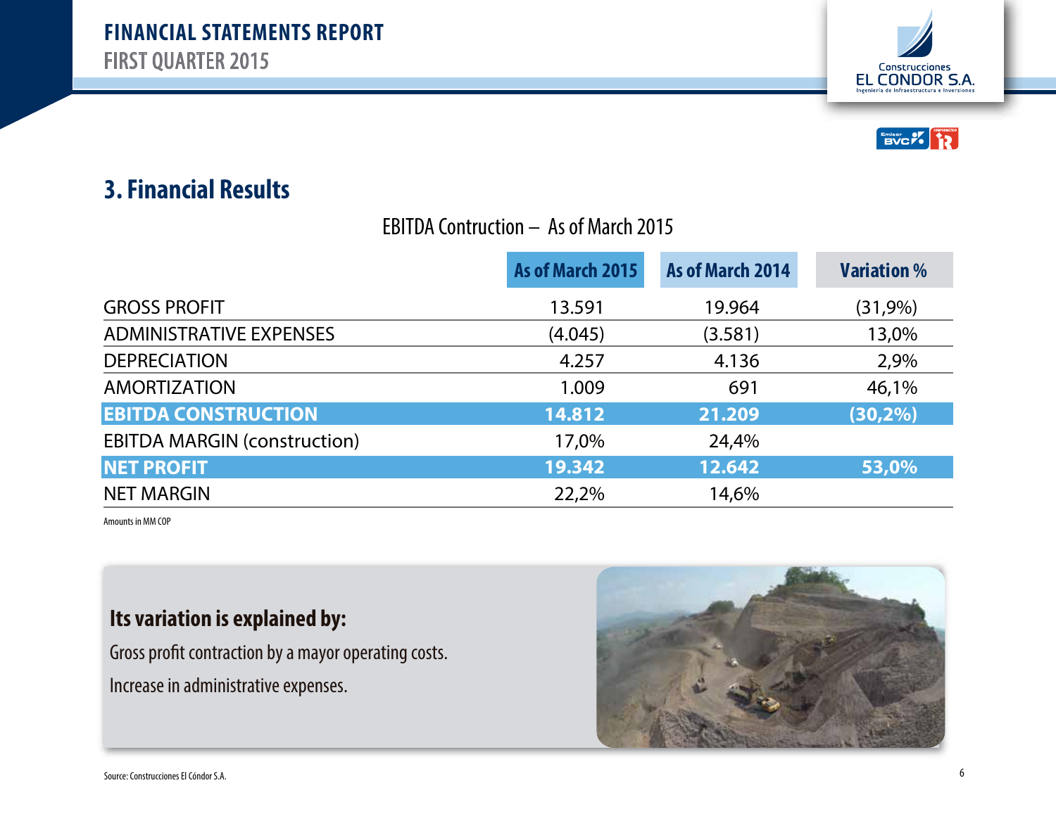## 3. Financial Results

EBITDA Contruction – As of March 2015

| | As of March 2015 | As of March 2014 | Variation % |
|---|---|---|---|
| GROSS PROFIT | 13.591 | 19.964 | (31,9%) |
| ADMINISTRATIVE EXPENSES | (4.045) | (3.581) | 13,0% |
| DEPRECIATION | 4.257 | 4.136 | 2,9% |
| AMORTIZATION | 1.009 | 691 | 46,1% |
| **EBITDA CONSTRUCTION** | **14.812** | **21.209** | **(30,2%)** |
| EBITDA MARGIN (construction) | 17,0% | 24,4% | |
| **NET PROFIT** | **19.342** | **12.642** | **53,0%** |
| NET MARGIN | 22,2% | 14,6% | |

Amounts in MM COP

**Its variation is explained by:**

Gross profit contraction by a mayor operating costs.

Increase in administrative expenses.

Source: Construcciones El Cóndor S.A.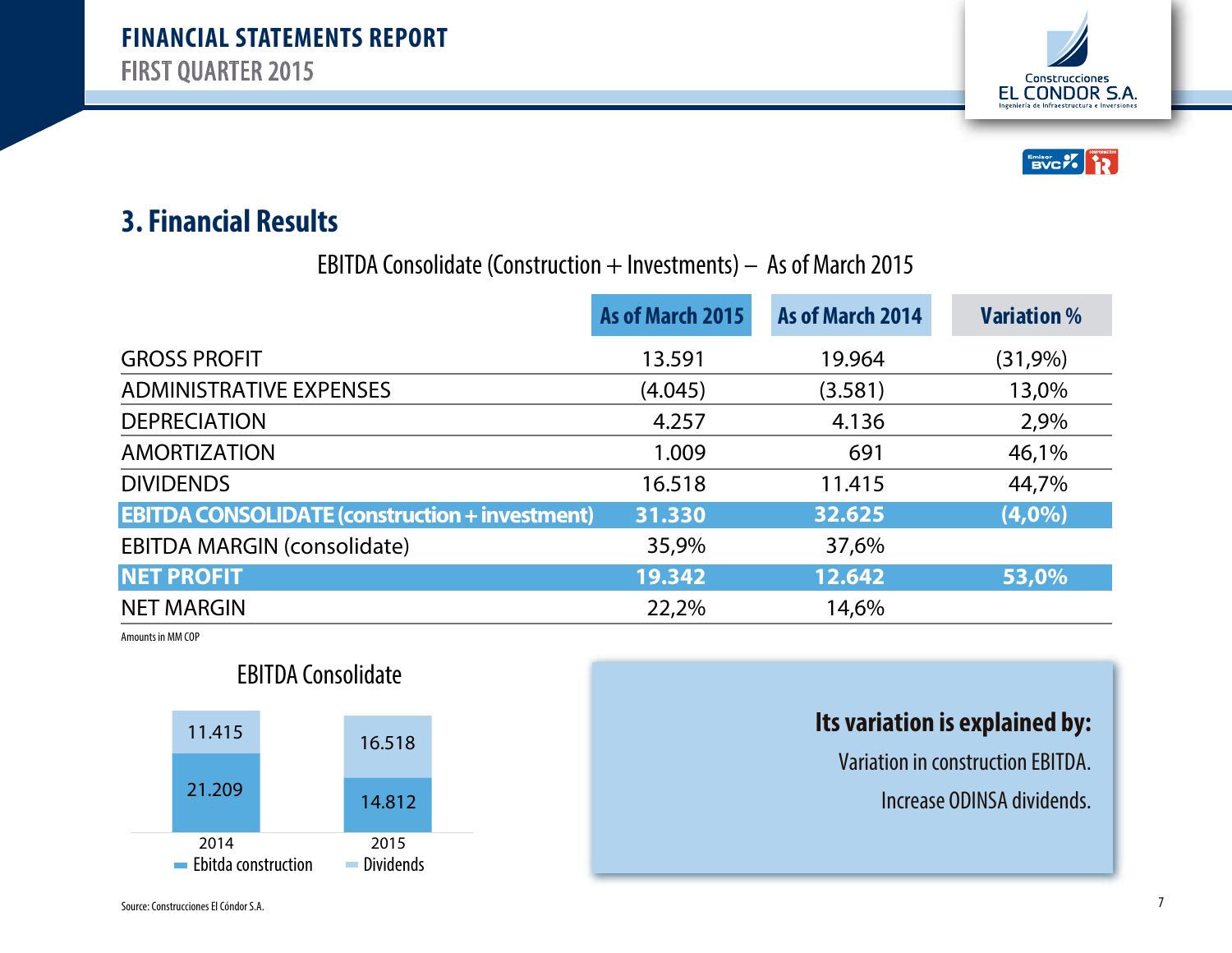## 3. Financial Results

EBITDA Consolidate (Construction + Investments) – As of March 2015

| | As of March 2015 | As of March 2014 | Variation % |
|---|---|---|---|
| GROSS PROFIT | 13.591 | 19.964 | (31,9%) |
| ADMINISTRATIVE EXPENSES | (4.045) | (3.581) | 13,0% |
| DEPRECIATION | 4.257 | 4.136 | 2,9% |
| AMORTIZATION | 1.009 | 691 | 46,1% |
| DIVIDENDS | 16.518 | 11.415 | 44,7% |
| **EBITDA CONSOLIDATE (construction + investment)** | **31.330** | **32.625** | **(4,0%)** |
| EBITDA MARGIN (consolidate) | 35,9% | 37,6% | |
| **NET PROFIT** | **19.342** | **12.642** | **53,0%** |
| NET MARGIN | 22,2% | 14,6% | |

Amounts in MM COP

EBITDA Consolidate

| | 2014 | 2015 |
|---|---|---|
| Ebitda construction | 21.209 | 14.812 |
| Dividends | 11.415 | 16.518 |

**Its variation is explained by:**

Variation in construction EBITDA.

Increase ODINSA dividends.

Source: Construcciones El Cóndor S.A.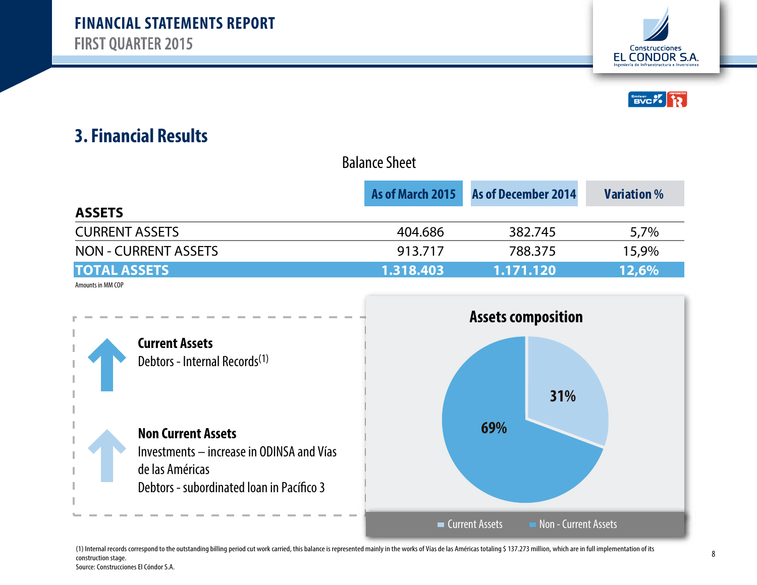## 3. Financial Results

Balance Sheet

| ASSETS | As of March 2015 | As of December 2014 | Variation % |
|---|---|---|---|
| CURRENT ASSETS | 404.686 | 382.745 | 5,7% |
| NON - CURRENT ASSETS | 913.717 | 788.375 | 15,9% |
| **TOTAL ASSETS** | **1.318.403** | **1.171.120** | **12,6%** |

Amounts in MM COP

**Current Assets**
Debtors - Internal Records[1]

**Non Current Assets**
Investments – increase in ODINSA and Vías de las Américas
Debtors - subordinated loan in Pacífico 3

**Assets composition**

- Current Assets: 31%
- Non - Current Assets: 69%

(1) Internal records correspond to the outstanding billing period cut work carried, this balance is represented mainly in the works of Vías de las Américas totaling $ 137.273 million, which are in full implementation of its construction stage.
Source: Construcciones El Cóndor S.A.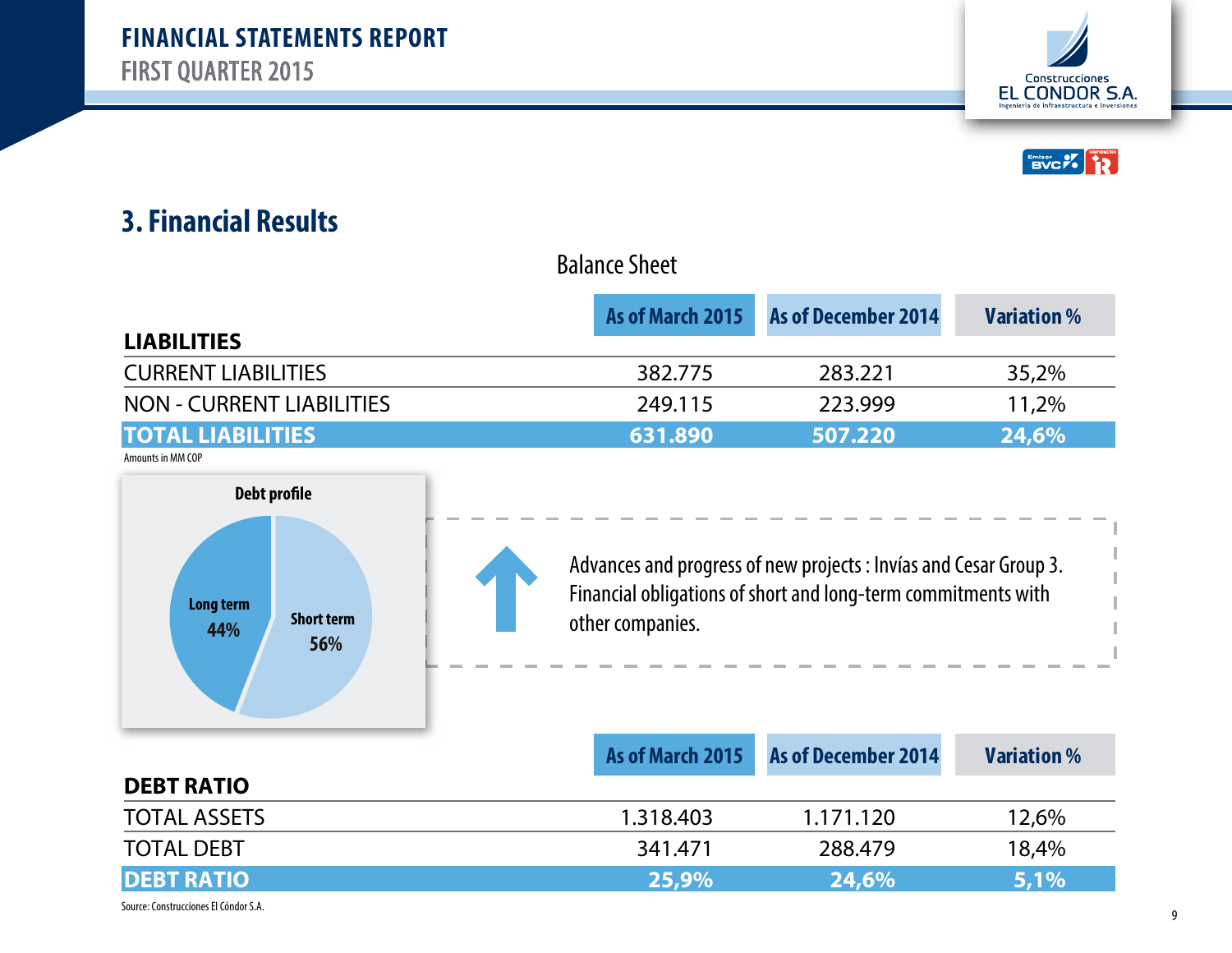## 3. Financial Results

Balance Sheet

| LIABILITIES | As of March 2015 | As of December 2014 | Variation % |
|---|---|---|---|
| CURRENT LIABILITIES | 382.775 | 283.221 | 35,2% |
| NON - CURRENT LIABILITIES | 249.115 | 223.999 | 11,2% |
| **TOTAL LIABILITIES** | **631.890** | **507.220** | **24,6%** |

Amounts in MM COP

**Debt profile**

- Long term 44%
- Short term 56%

Advances and progress of new projects : Invías and Cesar Group 3. Financial obligations of short and long-term commitments with other companies.

| DEBT RATIO | As of March 2015 | As of December 2014 | Variation % |
|---|---|---|---|
| TOTAL ASSETS | 1.318.403 | 1.171.120 | 12,6% |
| TOTAL DEBT | 341.471 | 288.479 | 18,4% |
| **DEBT RATIO** | **25,9%** | **24,6%** | **5,1%** |

Source: Construcciones El Cóndor S.A.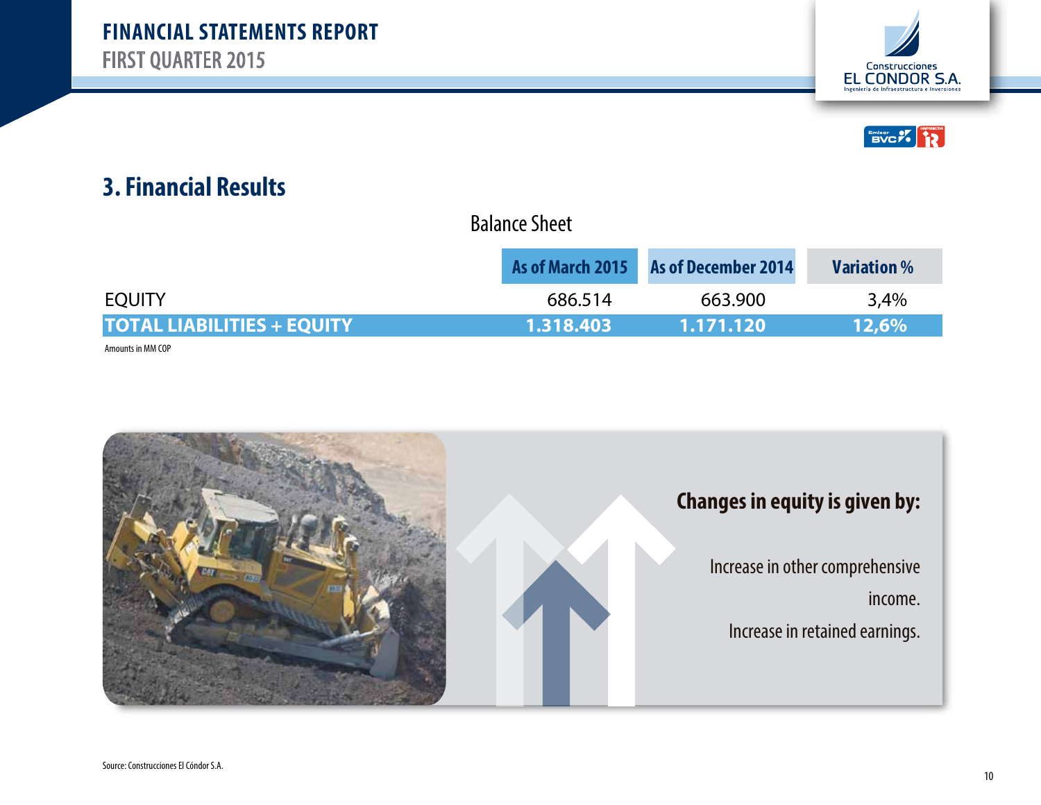## 3. Financial Results

Balance Sheet

| | As of March 2015 | As of December 2014 | Variation % |
|---|---|---|---|
| EQUITY | 686.514 | 663.900 | 3,4% |
| **TOTAL LIABILITIES + EQUITY** | **1.318.403** | **1.171.120** | **12,6%** |

Amounts in MM COP

**Changes in equity is given by:**

Increase in other comprehensive income.

Increase in retained earnings.

Source: Construcciones El Cóndor S.A.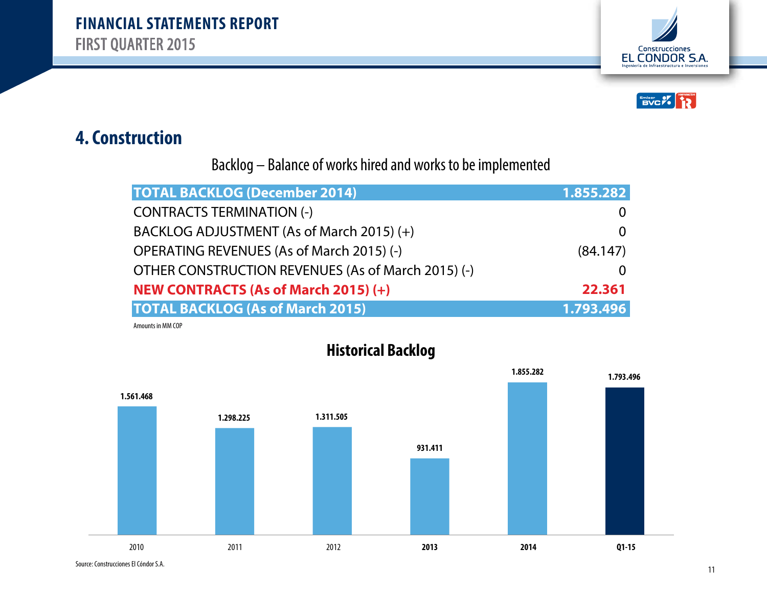## 4. Construction

Backlog – Balance of works hired and works to be implemented

| **TOTAL BACKLOG (December 2014)** | **1.855.282** |
|---|---|
| CONTRACTS TERMINATION (-) | 0 |
| BACKLOG ADJUSTMENT (As of March 2015) (+) | 0 |
| OPERATING REVENUES (As of March 2015) (-) | (84.147) |
| OTHER CONSTRUCTION REVENUES (As of March 2015) (-) | 0 |
| **NEW CONTRACTS (As of March 2015) (+)** | **22.361** |
| **TOTAL BACKLOG (As of March 2015)** | **1.793.496** |

Amounts in MM COP

### Historical Backlog

| Period | Backlog |
|---|---|
| 2010 | 1.561.468 |
| 2011 | 1.298.225 |
| 2012 | 1.311.505 |
| 2013 | 931.411 |
| 2014 | 1.855.282 |
| Q1-15 | 1.793.496 |

Source: Construcciones El Cóndor S.A.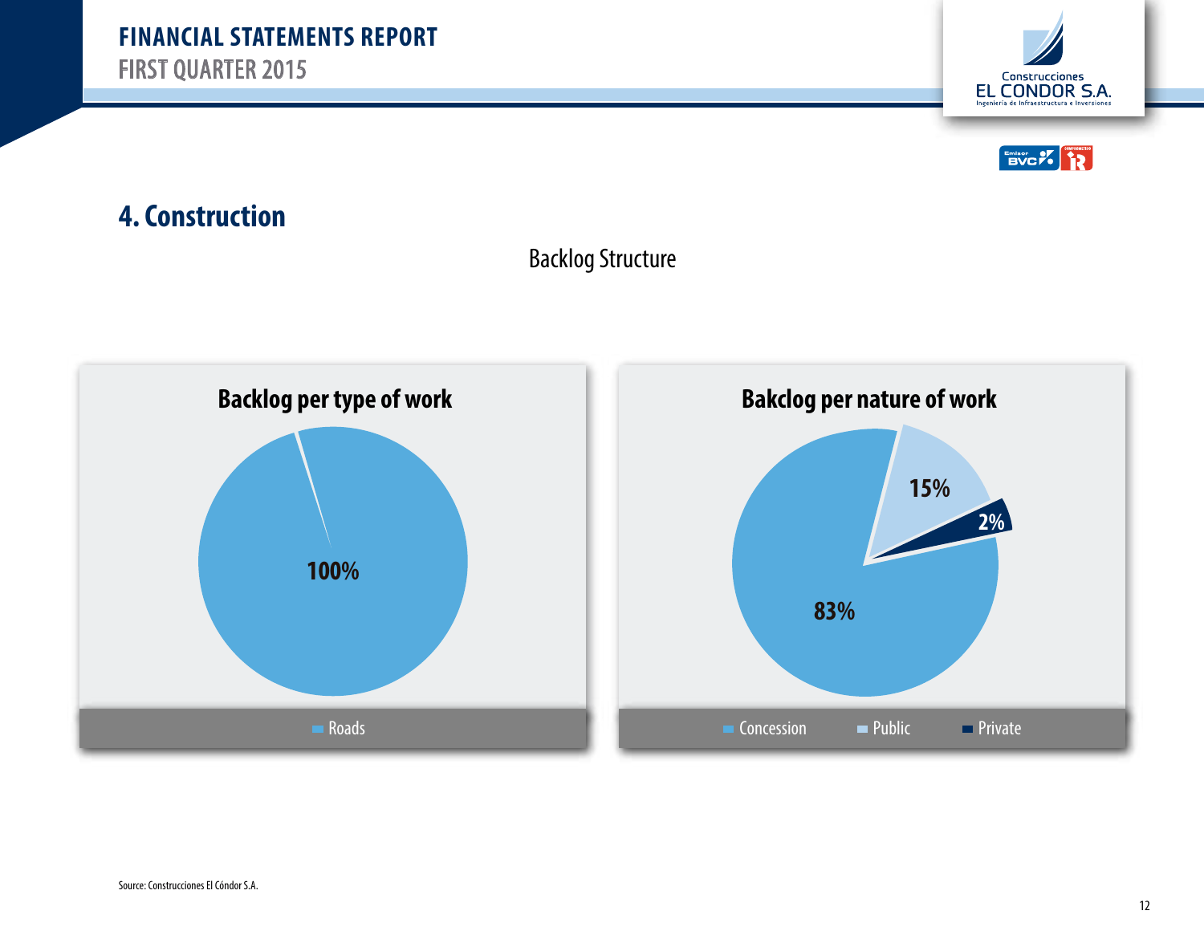## 4. Construction

Backlog Structure

**Backlog per type of work**

100%

Roads

**Bakclog per nature of work**

83%

15%

2%

Concession  Public  Private

Source: Construcciones El Cóndor S.A.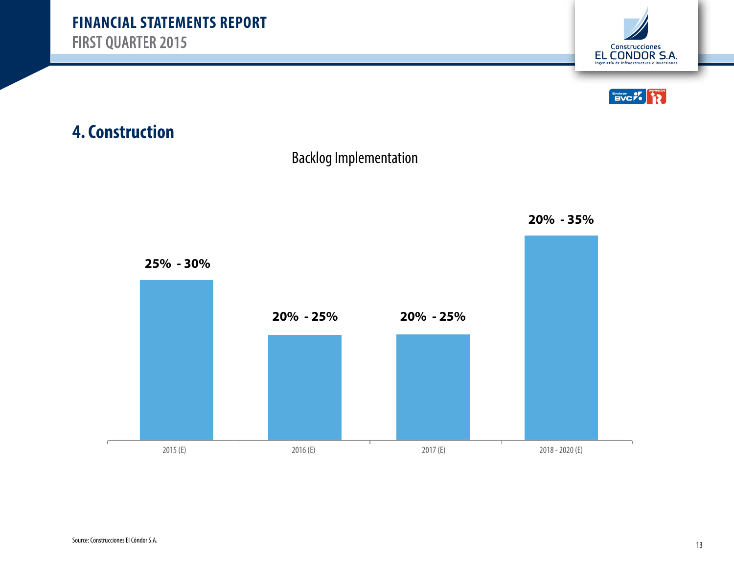## 4. Construction

Backlog Implementation

| Period | Backlog Implementation |
|---|---|
| 2015 (E) | 25% - 30% |
| 2016 (E) | 20% - 25% |
| 2017 (E) | 20% - 25% |
| 2018 - 2020 (E) | 20% - 35% |

Source: Construcciones El Cóndor S.A.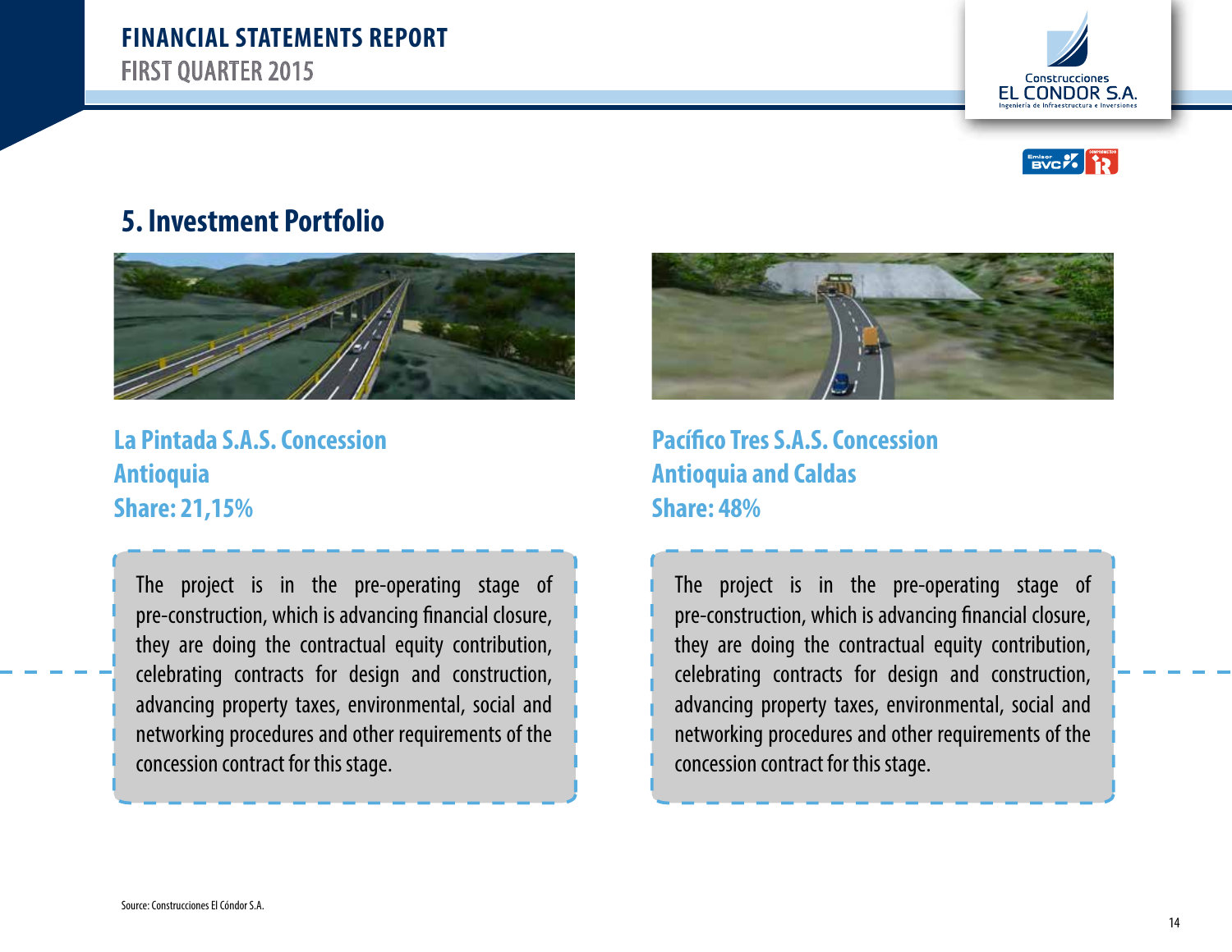## 5. Investment Portfolio

### La Pintada S.A.S. Concession
### Antioquia
### Share: 21,15%

The project is in the pre-operating stage of pre-construction, which is advancing financial closure, they are doing the contractual equity contribution, celebrating contracts for design and construction, advancing property taxes, environmental, social and networking procedures and other requirements of the concession contract for this stage.

### Pacífico Tres S.A.S. Concession
### Antioquia and Caldas
### Share: 48%

The project is in the pre-operating stage of pre-construction, which is advancing financial closure, they are doing the contractual equity contribution, celebrating contracts for design and construction, advancing property taxes, environmental, social and networking procedures and other requirements of the concession contract for this stage.

Source: Construcciones El Cóndor S.A.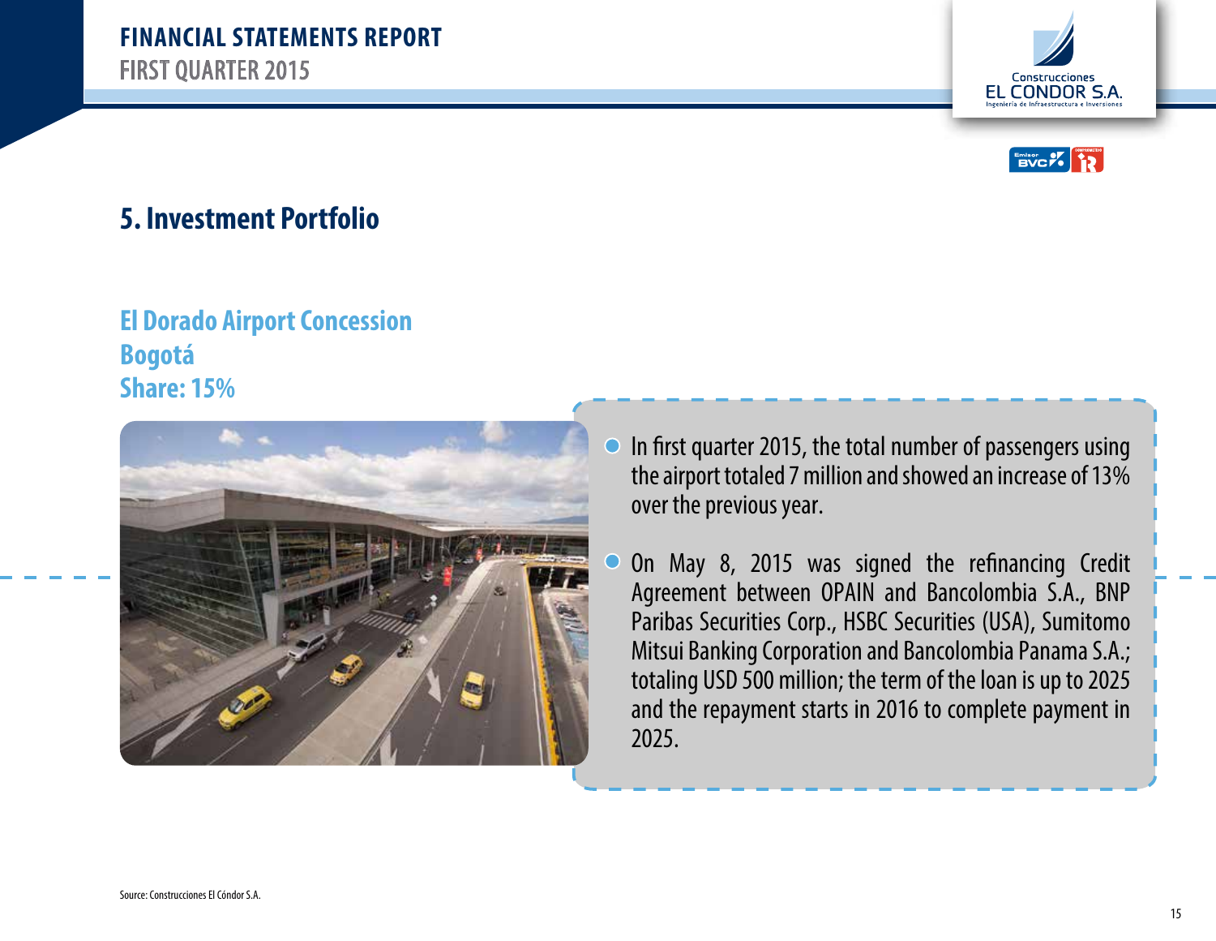## 5. Investment Portfolio

### El Dorado Airport Concession
### Bogotá
### Share: 15%

- In first quarter 2015, the total number of passengers using the airport totaled 7 million and showed an increase of 13% over the previous year.

- On May 8, 2015 was signed the refinancing Credit Agreement between OPAIN and Bancolombia S.A., BNP Paribas Securities Corp., HSBC Securities (USA), Sumitomo Mitsui Banking Corporation and Bancolombia Panama S.A.; totaling USD 500 million; the term of the loan is up to 2025 and the repayment starts in 2016 to complete payment in 2025.

Source: Construcciones El Cóndor S.A.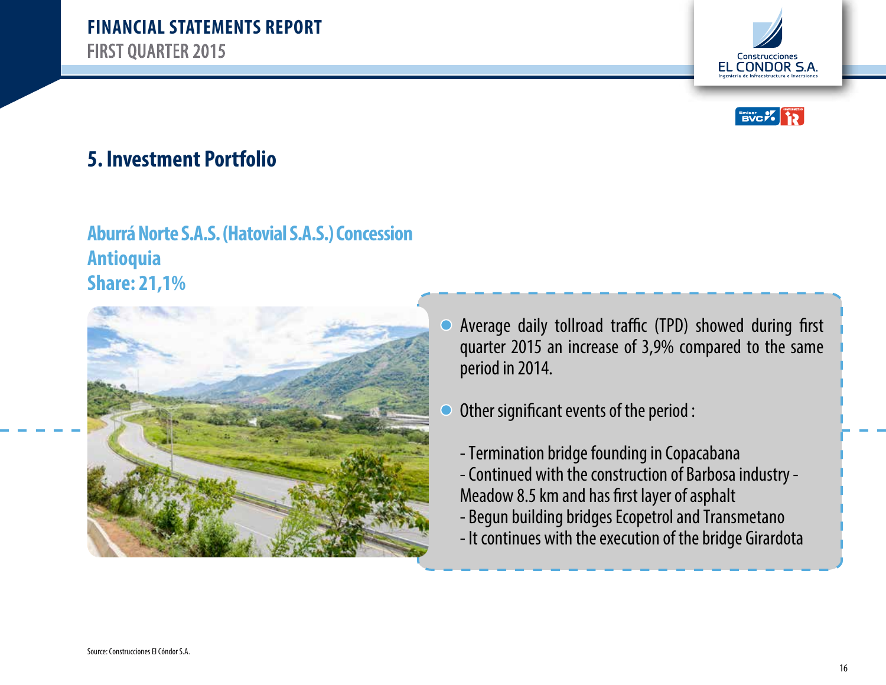## 5. Investment Portfolio

### Aburrá Norte S.A.S. (Hatovial S.A.S.) Concession
### Antioquia
### Share: 21,1%

- Average daily tollroad traffic (TPD) showed during first quarter 2015 an increase of 3,9% compared to the same period in 2014.

- Other significant events of the period :

  - Termination bridge founding in Copacabana
  - Continued with the construction of Barbosa industry - Meadow 8.5 km and has first layer of asphalt
  - Begun building bridges Ecopetrol and Transmetano
  - It continues with the execution of the bridge Girardota

Source: Construcciones El Cóndor S.A.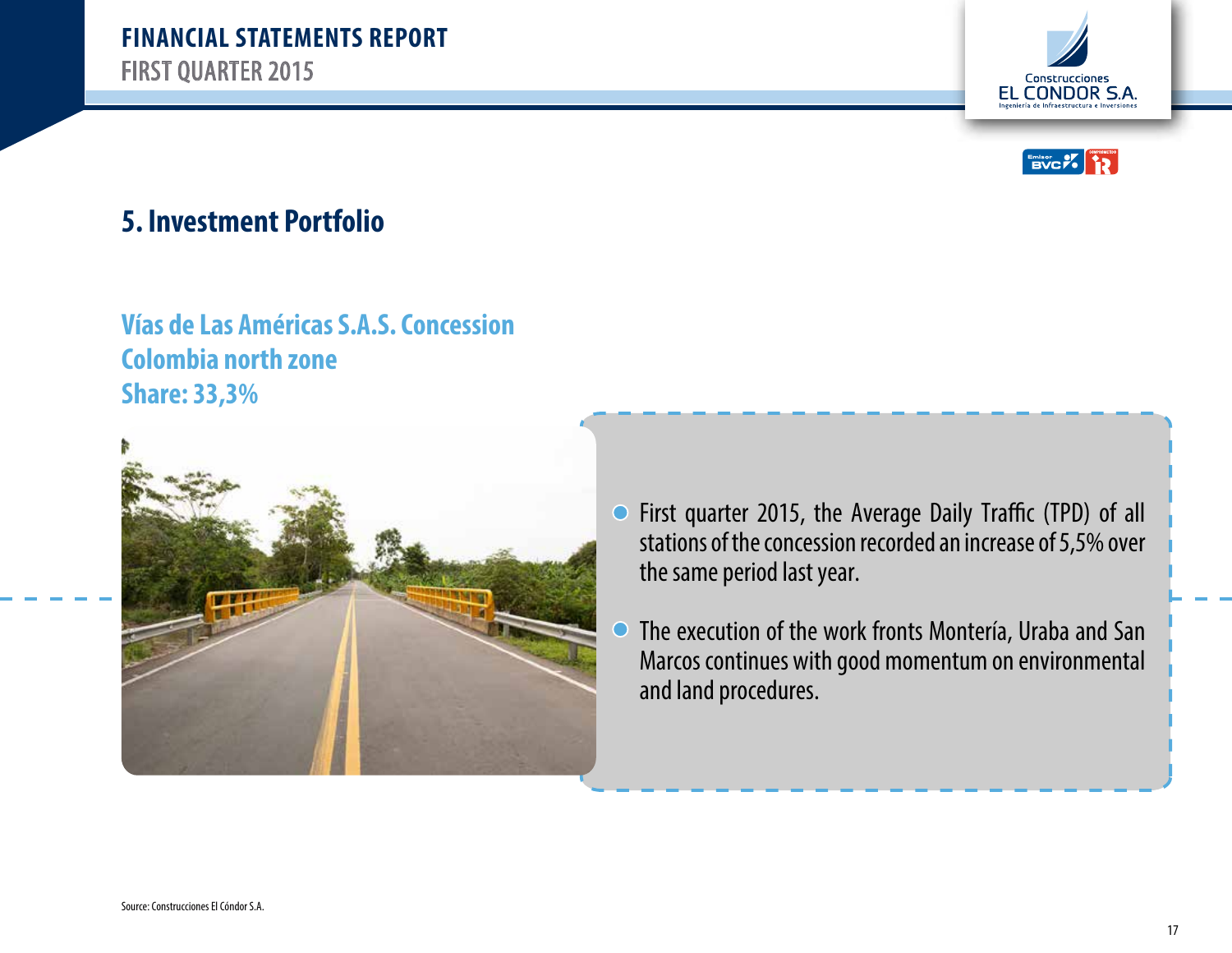## 5. Investment Portfolio

### Vías de Las Américas S.A.S. Concession
### Colombia north zone
### Share: 33,3%

- First quarter 2015, the Average Daily Traffic (TPD) of all stations of the concession recorded an increase of 5,5% over the same period last year.
- The execution of the work fronts Montería, Uraba and San Marcos continues with good momentum on environmental and land procedures.

Source: Construcciones El Cóndor S.A.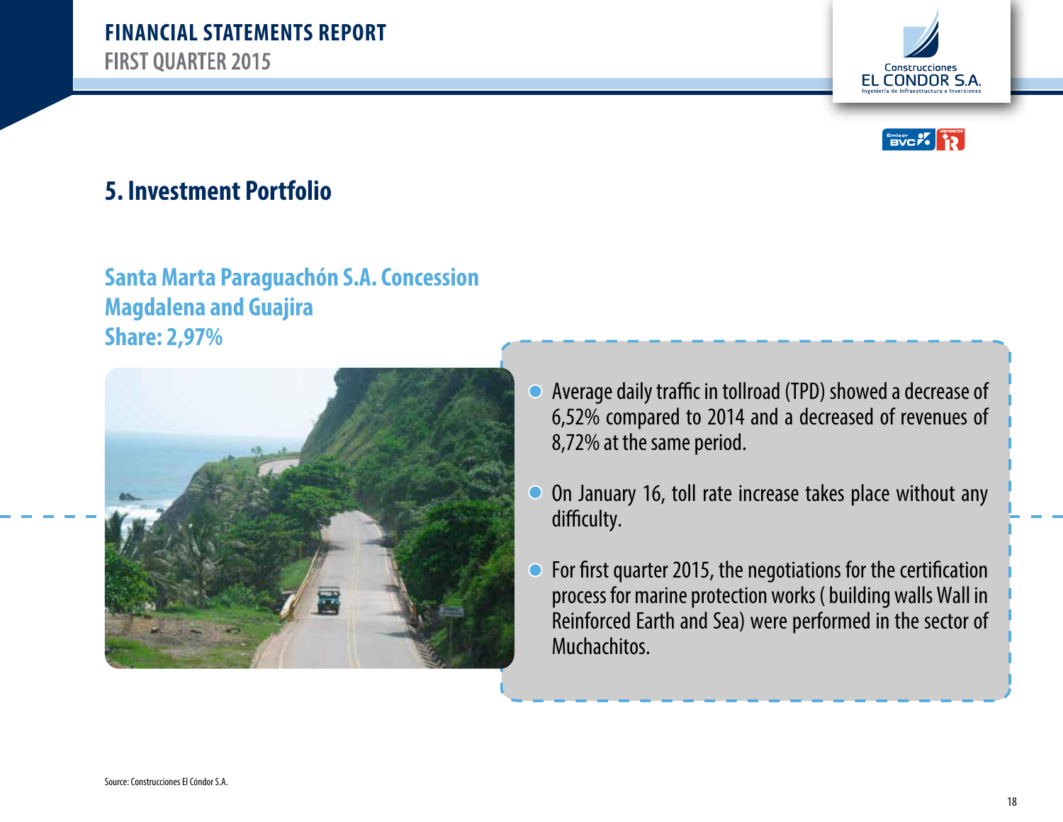## 5. Investment Portfolio

### Santa Marta Paraguachón S.A. Concession
### Magdalena and Guajira
### Share: 2,97%

- Average daily traffic in tollroad (TPD) showed a decrease of 6,52% compared to 2014 and a decreased of revenues of 8,72% at the same period.
- On January 16, toll rate increase takes place without any difficulty.
- For first quarter 2015, the negotiations for the certification process for marine protection works ( building walls Wall in Reinforced Earth and Sea) were performed in the sector of Muchachitos.

Source: Construcciones El Cóndor S.A.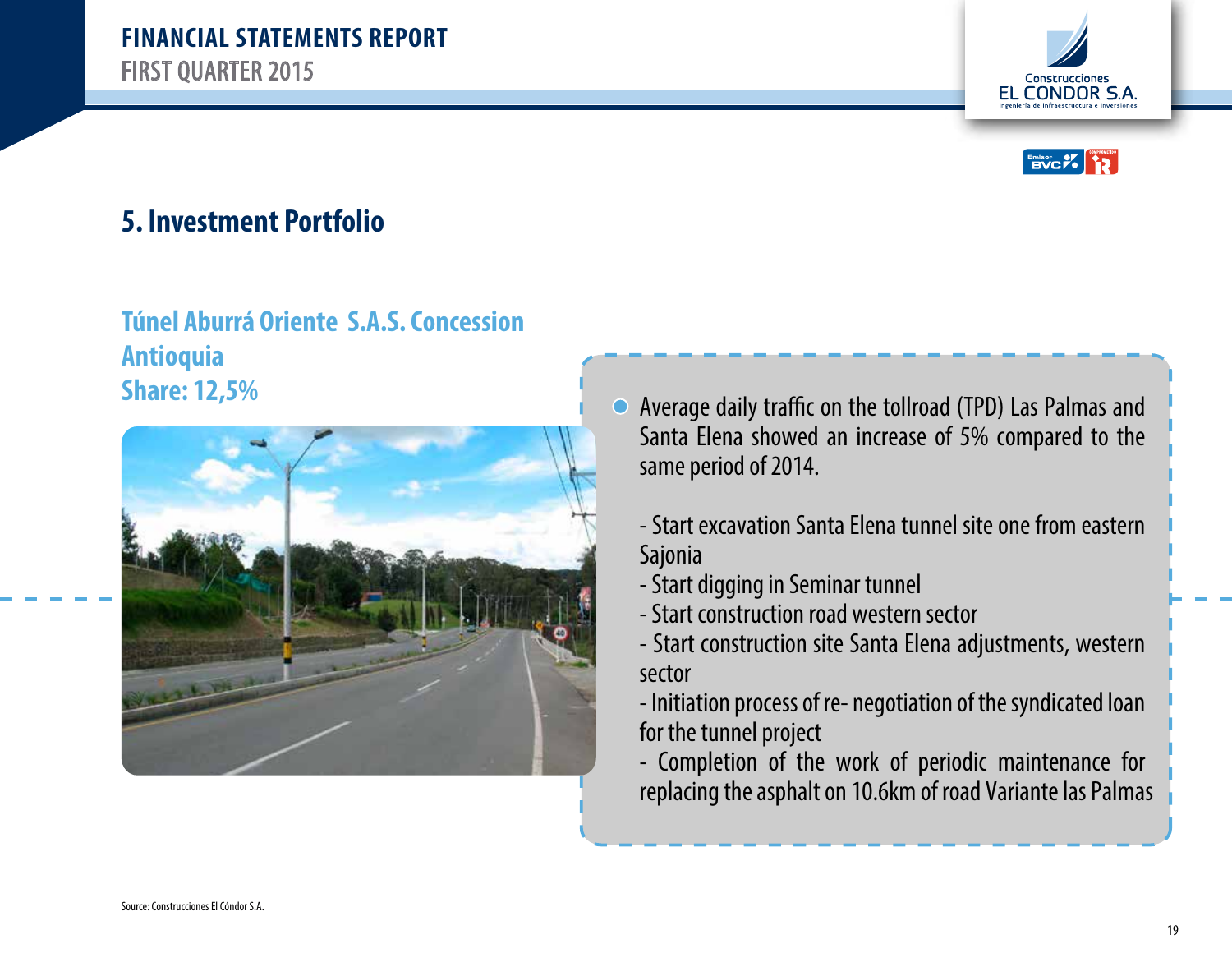## 5. Investment Portfolio

### Túnel Aburrá Oriente S.A.S. Concession
### Antioquia
### Share: 12,5%

- Average daily traffic on the tollroad (TPD) Las Palmas and Santa Elena showed an increase of 5% compared to the same period of 2014.

  - Start excavation Santa Elena tunnel site one from eastern Sajonia
  - Start digging in Seminar tunnel
  - Start construction road western sector
  - Start construction site Santa Elena adjustments, western sector
  - Initiation process of re- negotiation of the syndicated loan for the tunnel project
  - Completion of the work of periodic maintenance for replacing the asphalt on 10.6km of road Variante las Palmas

Source: Construcciones El Cóndor S.A.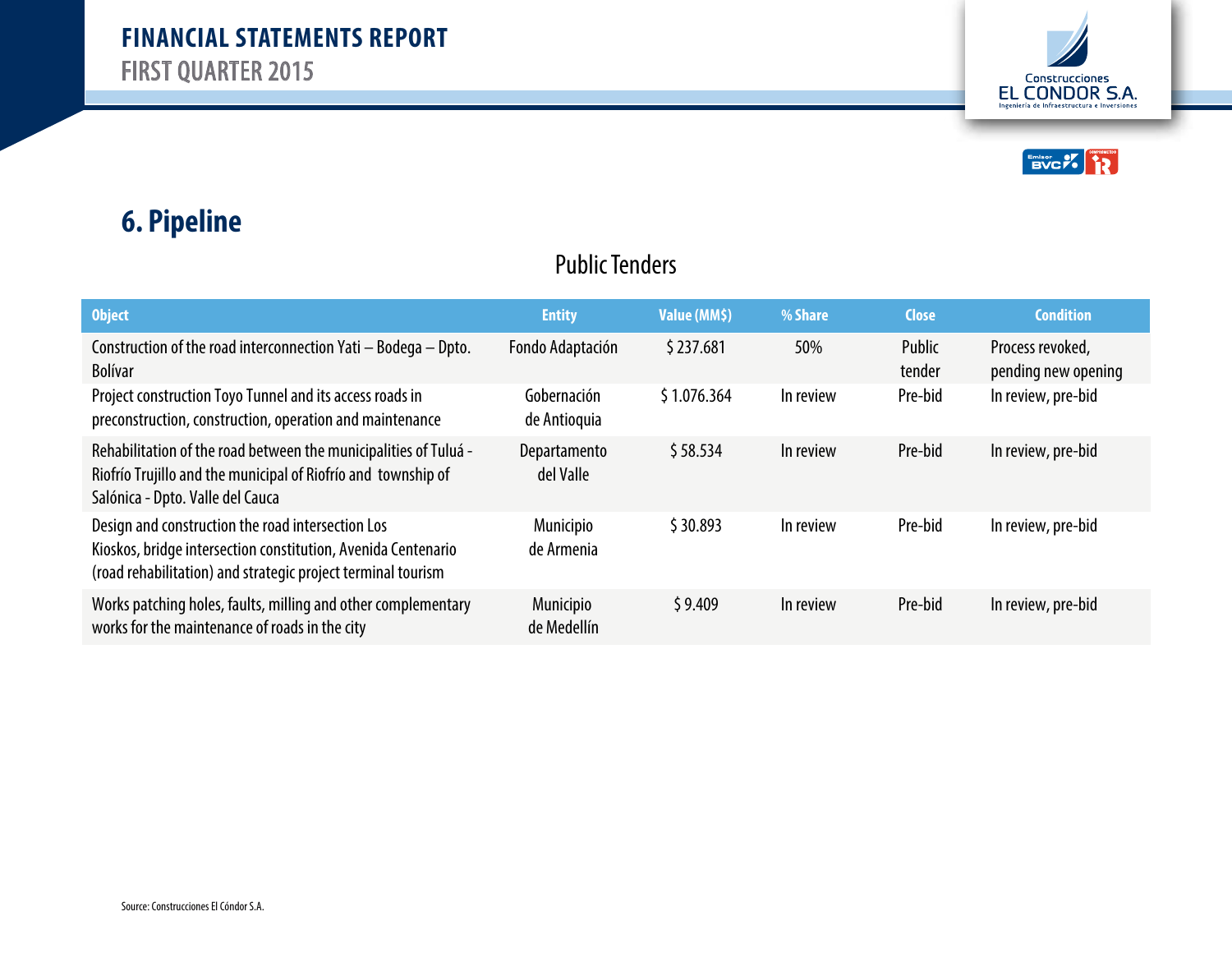## 6. Pipeline

### Public Tenders

| Object | Entity | Value (MM$) | % Share | Close | Condition |
|---|---|---|---|---|---|
| Construction of the road interconnection Yati – Bodega – Dpto. Bolívar | Fondo Adaptación | $ 237.681 | 50% | Public tender | Process revoked, pending new opening |
| Project construction Toyo Tunnel and its access roads in preconstruction, construction, operation and maintenance | Gobernación de Antioquia | $ 1.076.364 | In review | Pre-bid | In review, pre-bid |
| Rehabilitation of the road between the municipalities of Tuluá - Riofrío Trujillo and the municipal of Riofrío and township of Salónica - Dpto. Valle del Cauca | Departamento del Valle | $ 58.534 | In review | Pre-bid | In review, pre-bid |
| Design and construction the road intersection Los Kioskos, bridge intersection constitution, Avenida Centenario (road rehabilitation) and strategic project terminal tourism | Municipio de Armenia | $ 30.893 | In review | Pre-bid | In review, pre-bid |
| Works patching holes, faults, milling and other complementary works for the maintenance of roads in the city | Municipio de Medellín | $ 9.409 | In review | Pre-bid | In review, pre-bid |

Source: Construcciones El Cóndor S.A.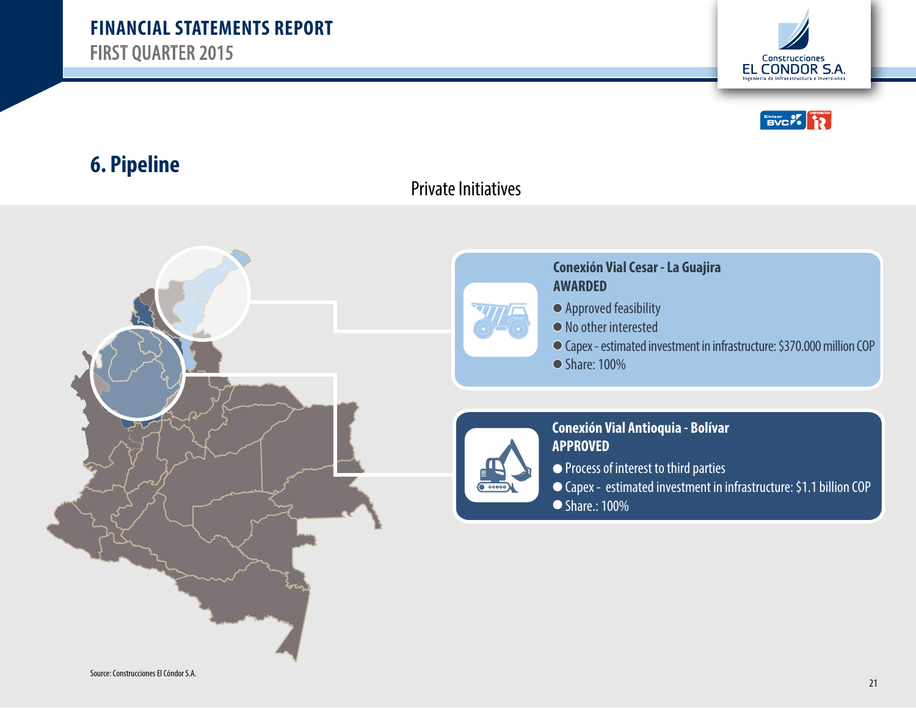## 6. Pipeline

Private Initiatives

**Conexión Vial Cesar - La Guajira**
**AWARDED**

- Approved feasibility
- No other interested
- Capex - estimated investment in infrastructure: $370.000 million COP
- Share: 100%

**Conexión Vial Antioquia - Bolívar**
**APPROVED**

- Process of interest to third parties
- Capex - estimated investment in infrastructure: $1.1 billion COP
- Share.: 100%

Source: Construcciones El Cóndor S.A.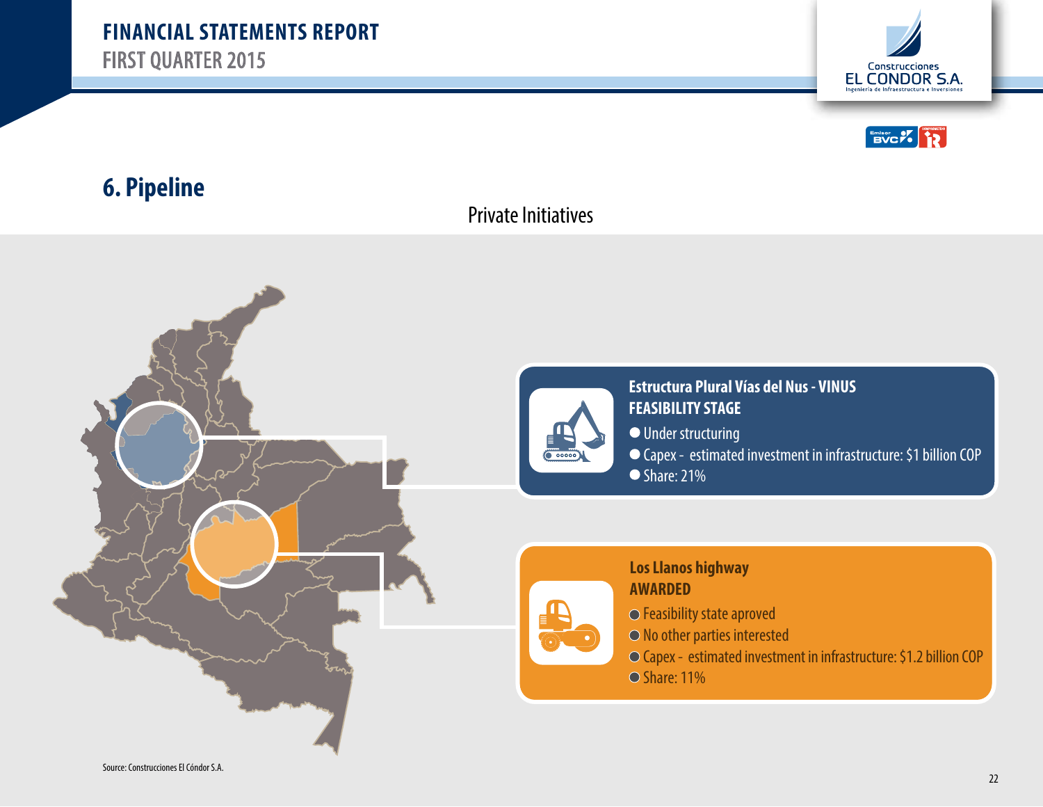## 6. Pipeline

Private Initiatives

**Estructura Plural Vías del Nus - VINUS**
**FEASIBILITY STAGE**

- Under structuring
- Capex - estimated investment in infrastructure: $1 billion COP
- Share: 21%

**Los Llanos highway**
**AWARDED**

- Feasibility state aproved
- No other parties interested
- Capex - estimated investment in infrastructure: $1.2 billion COP
- Share: 11%

Source: Construcciones El Cóndor S.A.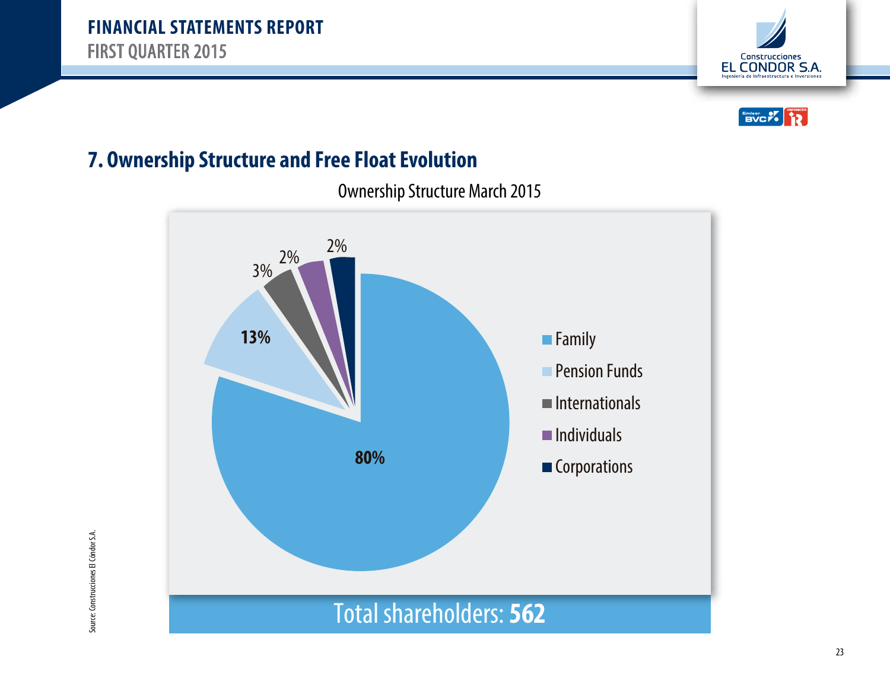## 7. Ownership Structure and Free Float Evolution

Ownership Structure March 2015

| Shareholder type | % |
|---|---|
| Family | 80% |
| Pension Funds | 13% |
| Internationals | 3% |
| Individuals | 2% |
| Corporations | 2% |

Total shareholders: **562**

Source: Construcciones El Cóndor S.A.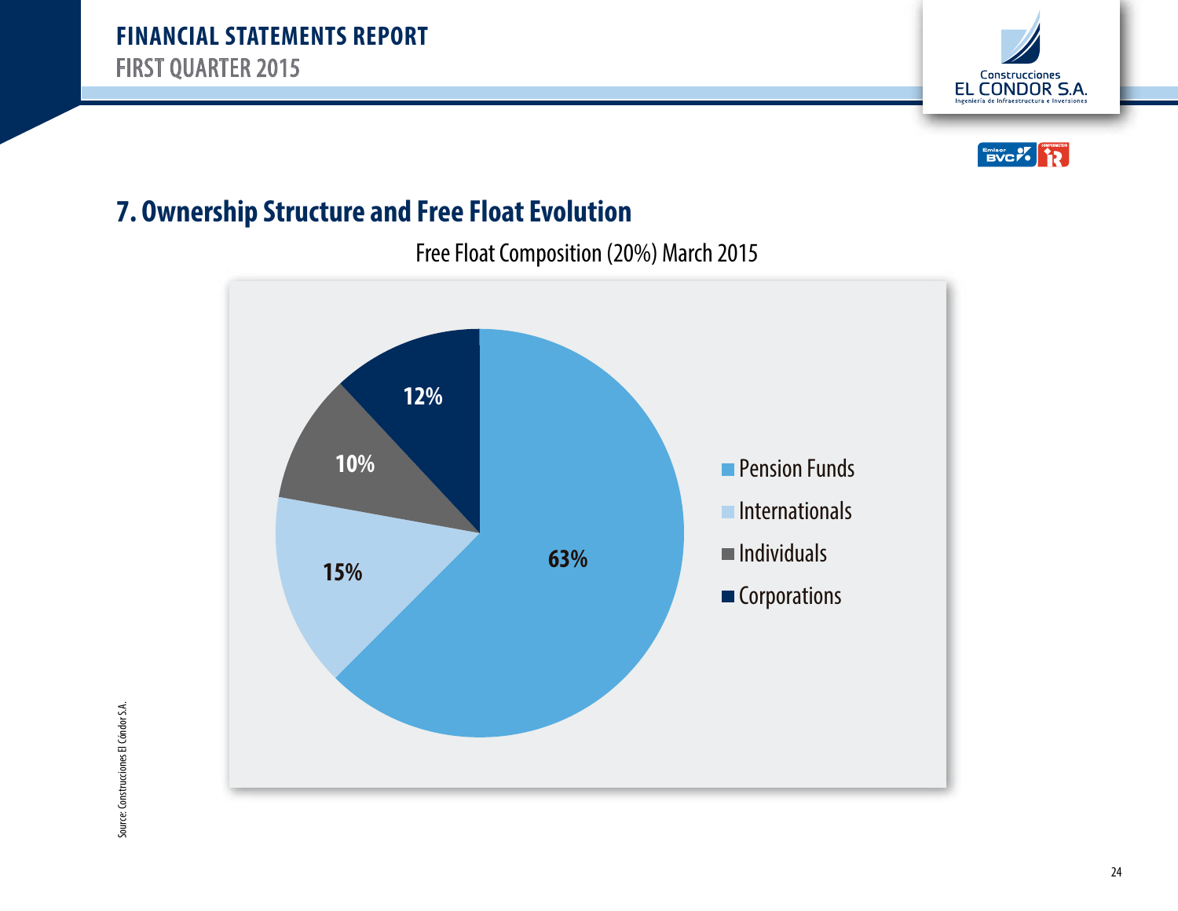## 7. Ownership Structure and Free Float Evolution

Free Float Composition (20%) March 2015

| Category | Share |
|---|---|
| Pension Funds | 63% |
| Internationals | 15% |
| Individuals | 10% |
| Corporations | 12% |

Source: Construcciones El Cóndor S.A.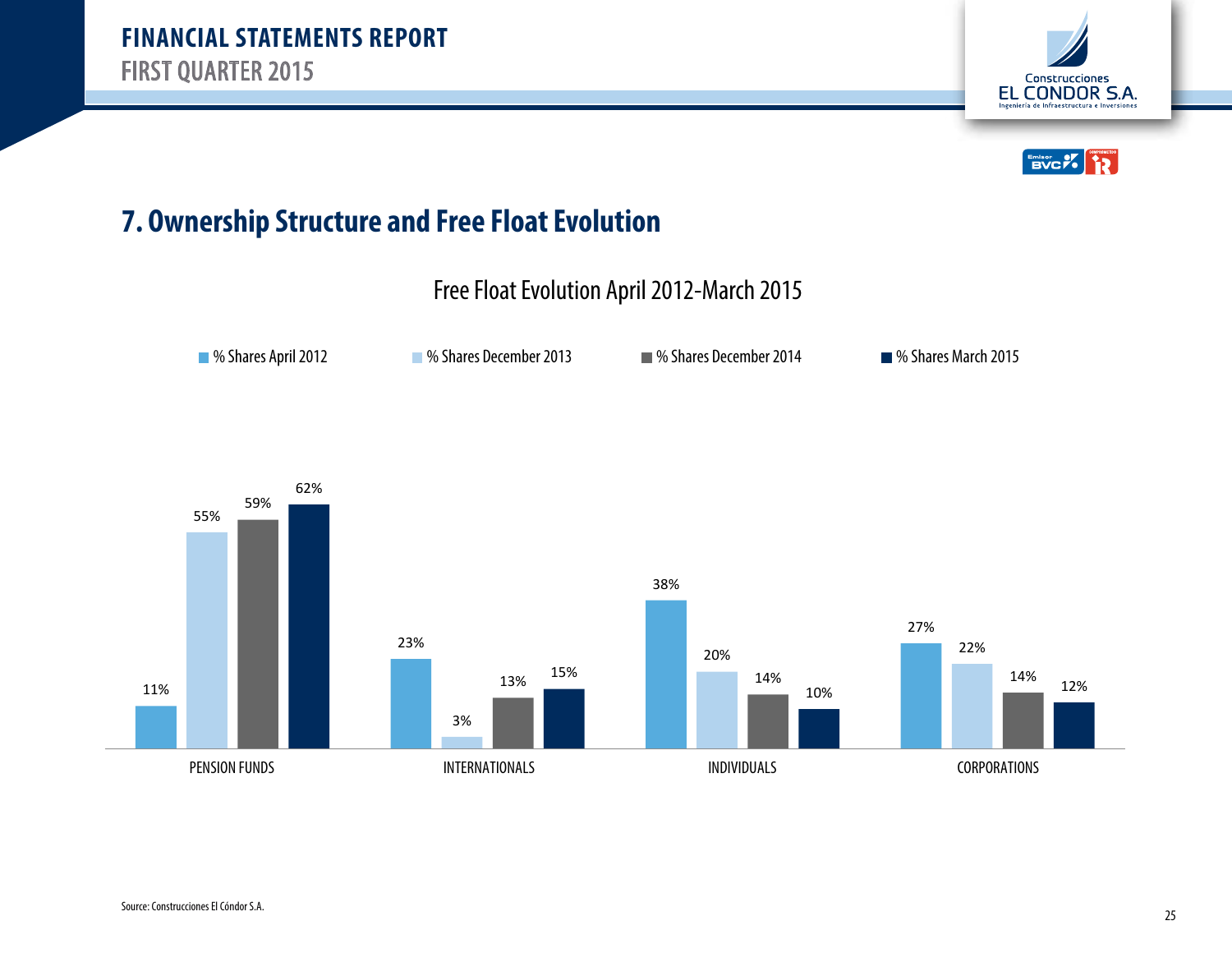## 7. Ownership Structure and Free Float Evolution

Free Float Evolution April 2012-March 2015

| | % Shares April 2012 | % Shares December 2013 | % Shares December 2014 | % Shares March 2015 |
|---|---|---|---|---|
| PENSION FUNDS | 11% | 55% | 59% | 62% |
| INTERNATIONALS | 23% | 3% | 13% | 15% |
| INDIVIDUALS | 38% | 20% | 14% | 10% |
| CORPORATIONS | 27% | 22% | 14% | 12% |

Source: Construcciones El Cóndor S.A.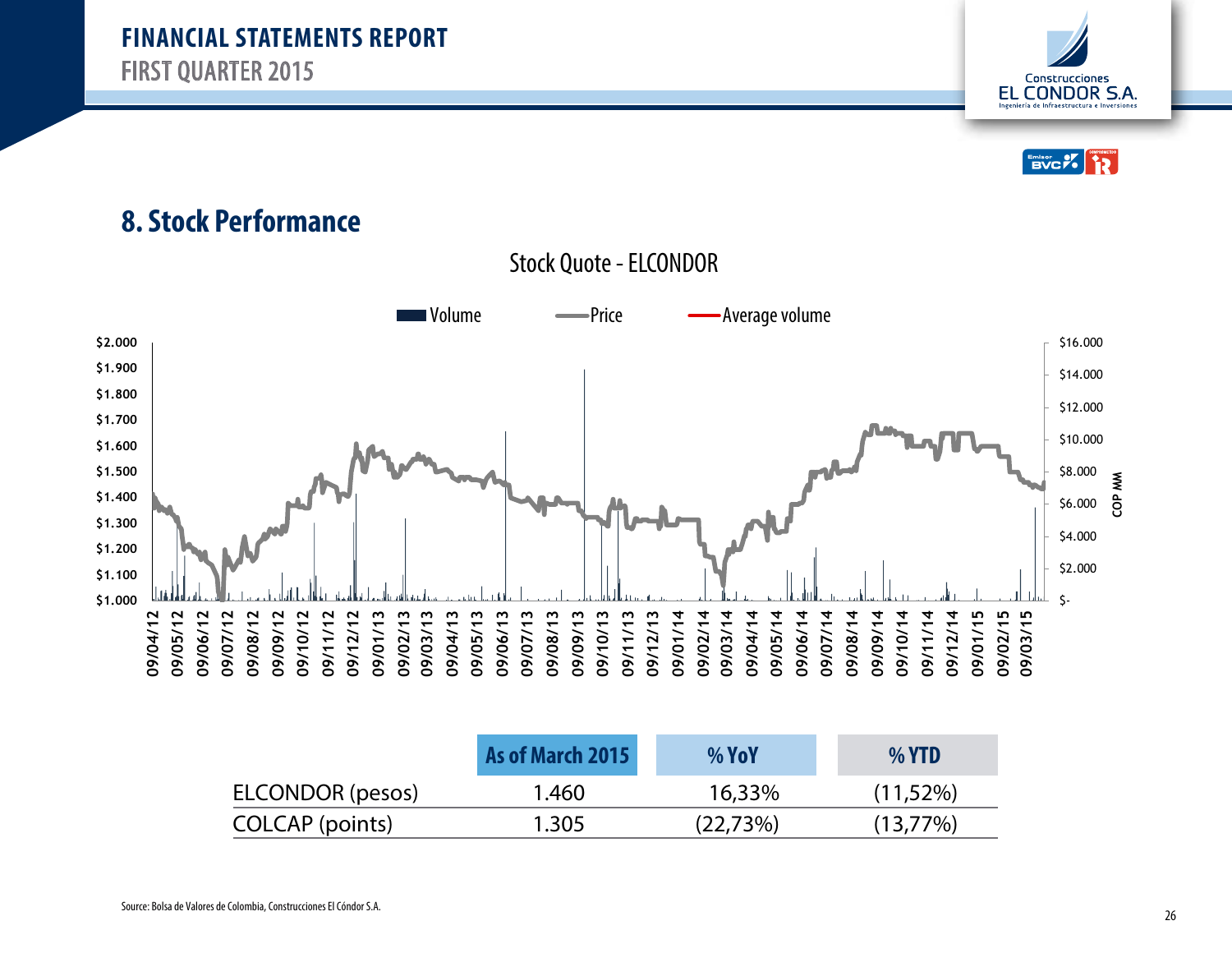## 8. Stock Performance

Stock Quote - ELCONDOR

|  | As of March 2015 | % YoY | % YTD |
|---|---|---|---|
| ELCONDOR (pesos) | 1.460 | 16,33% | (11,52%) |
| COLCAP (points) | 1.305 | (22,73%) | (13,77%) |

Source: Bolsa de Valores de Colombia, Construcciones El Cóndor S.A.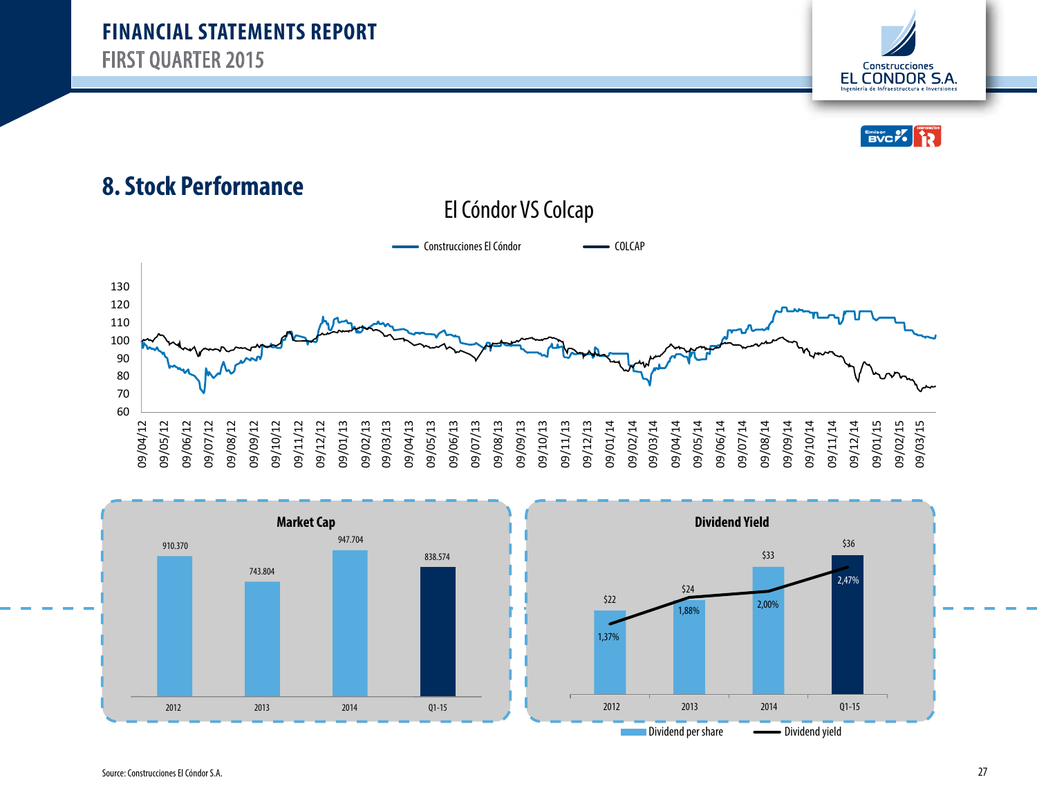## 8. Stock Performance

**El Cóndor VS Colcap**

Construcciones El Cóndor — COLCAP

**Market Cap**

| 2012 | 2013 | 2014 | Q1-15 |
|---|---|---|---|
| 910.370 | 743.804 | 947.704 | 838.574 |

**Dividend Yield**

| | 2012 | 2013 | 2014 | Q1-15 |
|---|---|---|---|---|
| Dividend per share | $22 | $24 | $33 | $36 |
| Dividend yield | 1,37% | 1,88% | 2,00% | 2,47% |

Source: Construcciones El Cóndor S.A.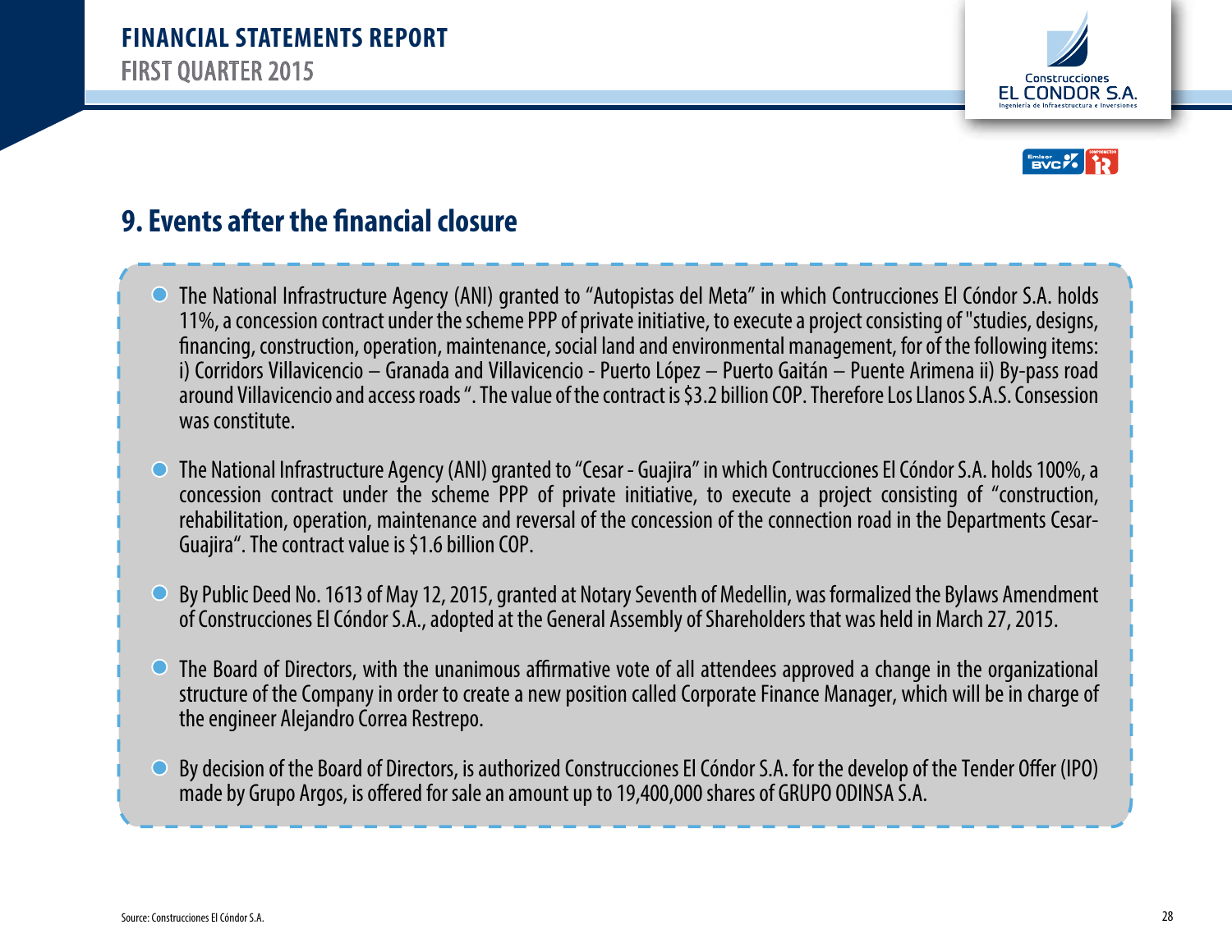## 9. Events after the financial closure

- The National Infrastructure Agency (ANI) granted to "Autopistas del Meta" in which Contrucciones El Cóndor S.A. holds 11%, a concession contract under the scheme PPP of private initiative, to execute a project consisting of "studies, designs, financing, construction, operation, maintenance, social land and environmental management, for of the following items: i) Corridors Villavicencio – Granada and Villavicencio - Puerto López – Puerto Gaitán – Puente Arimena ii) By-pass road around Villavicencio and access roads ". The value of the contract is $3.2 billion COP. Therefore Los Llanos S.A.S. Consession was constitute.

- The National Infrastructure Agency (ANI) granted to "Cesar - Guajira" in which Contrucciones El Cóndor S.A. holds 100%, a concession contract under the scheme PPP of private initiative, to execute a project consisting of "construction, rehabilitation, operation, maintenance and reversal of the concession of the connection road in the Departments Cesar-Guajira". The contract value is $1.6 billion COP.

- By Public Deed No. 1613 of May 12, 2015, granted at Notary Seventh of Medellin, was formalized the Bylaws Amendment of Construcciones El Cóndor S.A., adopted at the General Assembly of Shareholders that was held in March 27, 2015.

- The Board of Directors, with the unanimous affirmative vote of all attendees approved a change in the organizational structure of the Company in order to create a new position called Corporate Finance Manager, which will be in charge of the engineer Alejandro Correa Restrepo.

- By decision of the Board of Directors, is authorized Construcciones El Cóndor S.A. for the develop of the Tender Offer (IPO) made by Grupo Argos, is offered for sale an amount up to 19,400,000 shares of GRUPO ODINSA S.A.

Source: Construcciones El Cóndor S.A.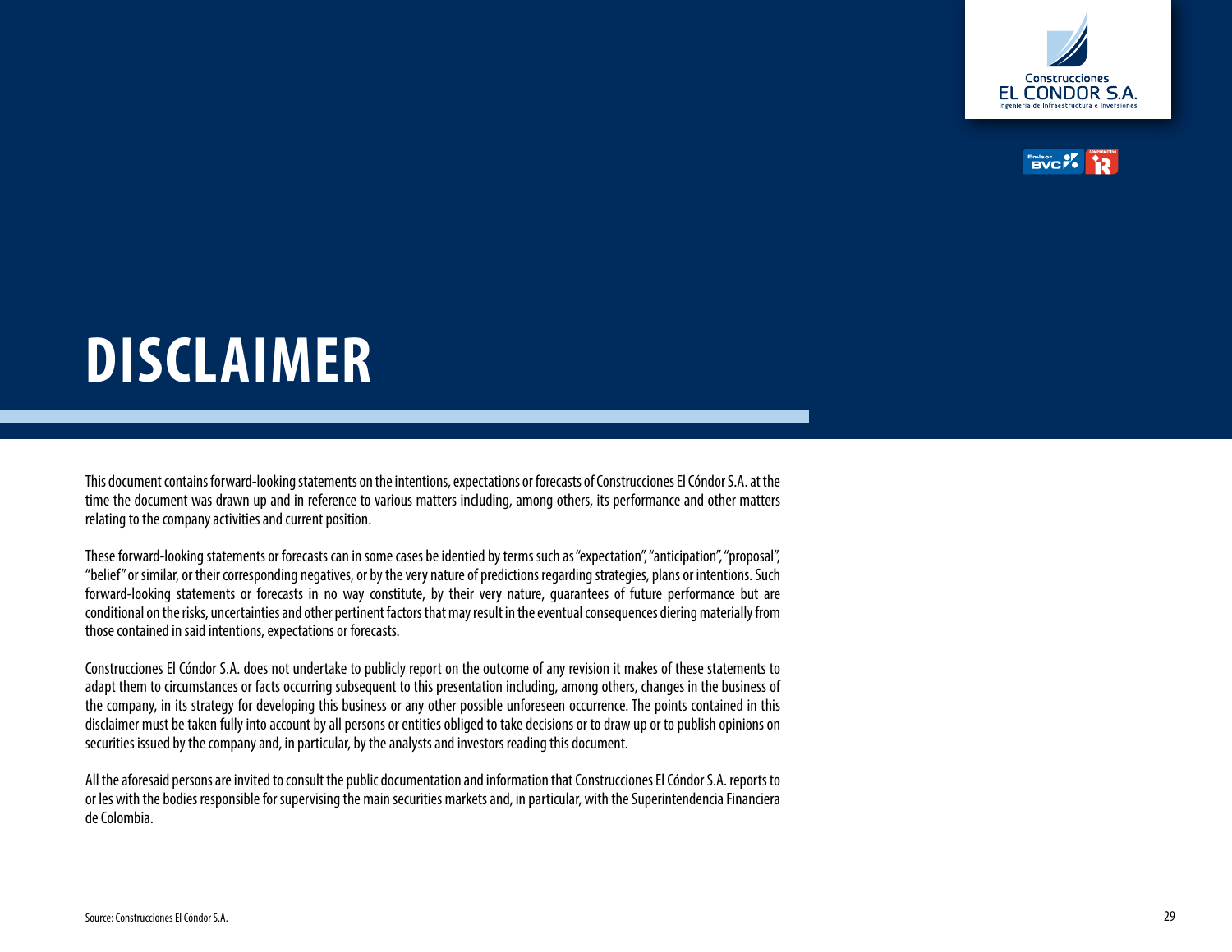# DISCLAIMER

This document contains forward-looking statements on the intentions, expectations or forecasts of Construcciones El Cóndor S.A. at the time the document was drawn up and in reference to various matters including, among others, its performance and other matters relating to the company activities and current position.

These forward-looking statements or forecasts can in some cases be identied by terms such as "expectation", "anticipation", "proposal", "belief" or similar, or their corresponding negatives, or by the very nature of predictions regarding strategies, plans or intentions. Such forward-looking statements or forecasts in no way constitute, by their very nature, guarantees of future performance but are conditional on the risks, uncertainties and other pertinent factors that may result in the eventual consequences diering materially from those contained in said intentions, expectations or forecasts.

Construcciones El Cóndor S.A. does not undertake to publicly report on the outcome of any revision it makes of these statements to adapt them to circumstances or facts occurring subsequent to this presentation including, among others, changes in the business of the company, in its strategy for developing this business or any other possible unforeseen occurrence. The points contained in this disclaimer must be taken fully into account by all persons or entities obliged to take decisions or to draw up or to publish opinions on securities issued by the company and, in particular, by the analysts and investors reading this document.

All the aforesaid persons are invited to consult the public documentation and information that Construcciones El Cóndor S.A. reports to or les with the bodies responsible for supervising the main securities markets and, in particular, with the Superintendencia Financiera de Colombia.

Source: Construcciones El Cóndor S.A.